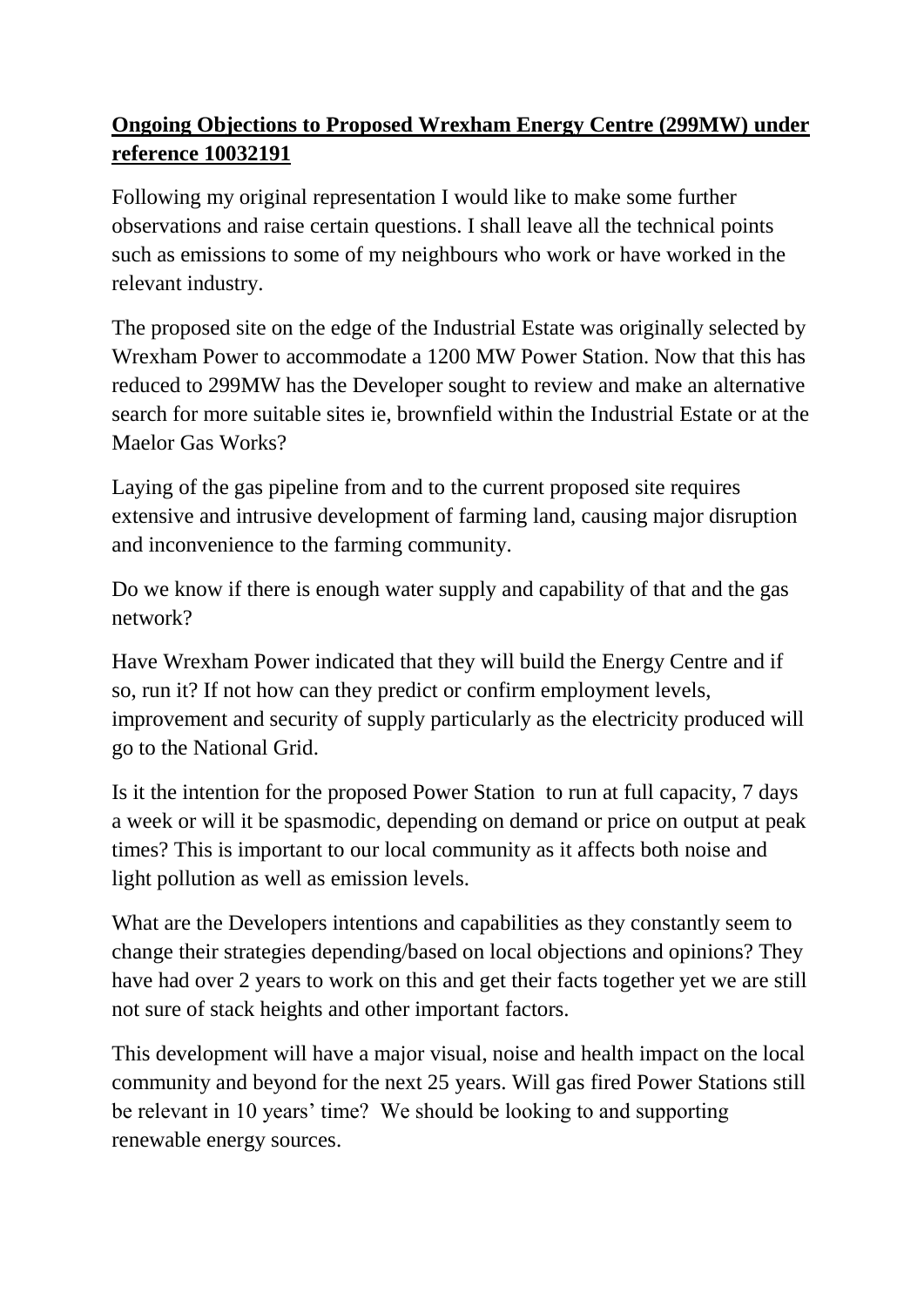**<u>Ongoing Objections to Proposed Wrexham Energy Centre (299MW) under reference 10032191</u>**

Following my original representation I would like to make some further observations and raise certain questions. I shall leave all the technical points such as emissions to some of my neighbours who work or have worked in the relevant industry.

The proposed site on the edge of the Industrial Estate was originally selected by Wrexham Power to accommodate a 1200 MW Power Station. Now that this has reduced to 299MW has the Developer sought to review and make an alternative search for more suitable sites ie, brownfield within the Industrial Estate or at the Maelor Gas Works?

Laying of the gas pipeline from and to the current proposed site requires extensive and intrusive development of farming land, causing major disruption and inconvenience to the farming community.

Do we know if there is enough water supply and capability of that and the gas network?

Have Wrexham Power indicated that they will build the Energy Centre and if so, run it? If not how can they predict or confirm employment levels, improvement and security of supply particularly as the electricity produced will go to the National Grid.

Is it the intention for the proposed Power Station to run at full capacity, 7 days a week or will it be spasmodic, depending on demand or price on output at peak times? This is important to our local community as it affects both noise and light pollution as well as emission levels.

What are the Developers intentions and capabilities as they constantly seem to change their strategies depending/based on local objections and opinions? They have had over 2 years to work on this and get their facts together yet we are still not sure of stack heights and other important factors.

This development will have a major visual, noise and health impact on the local community and beyond for the next 25 years. Will gas fired Power Stations still be relevant in 10 years' time? We should be looking to and supporting renewable energy sources.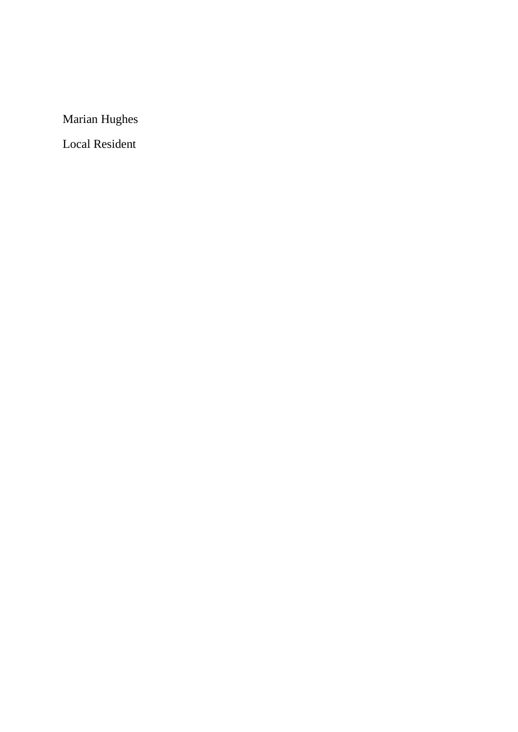Marian Hughes

Local Resident